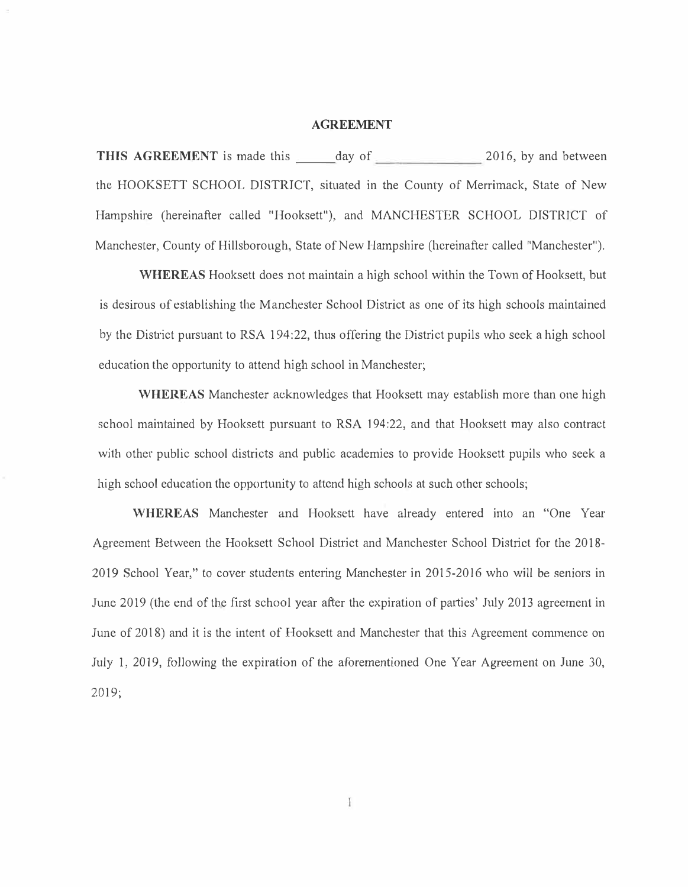# AGREEMENT

**THIS AGREEMENT** is made this ______day of ________________ 2016, by and between the HOOKSETT SCHOOL DISTRICT, situated in the County of Merrimack, State of New Hampshire (hereinafter called "Hooksett"), and MANCHESTER SCHOOL DISTRICT of Manchester, County of Hillsborough, State of New Hampshire (hereinafter called "Manchester").

**WHEREAS** Hooksett does not maintain a high school within the Town of Hooksett, but is desirous of establishing the Manchester School District as one of its high schools maintained by the District pursuant to RSA 194:22, thus offering the District pupils who seek a high school education the opportunity to attend high school in Manchester;

**WHEREAS** Manchester acknowledges that Hooksett may establish more than one high school maintained by Hooksett pursuant to RSA 194:22, and that Hooksett may also contract with other public school districts and public academies to provide Hooksett pupils who seek a high school education the opportunity to attend high schools at such other schools;

**WHEREAS** Manchester and Hooksett have already entered into an "One Year Agreement Between the Hooksett School District and Manchester School District for the 2018-2019 School Year," to cover students entering Manchester in 2015-2016 who will be seniors in June 2019 (the end of the first school year after the expiration of parties' July 2013 agreement in June of 2018) and it is the intent of Hooksett and Manchester that this Agreement commence on July 1, 2019, following the expiration of the aforementioned One Year Agreement on June 30, 2019;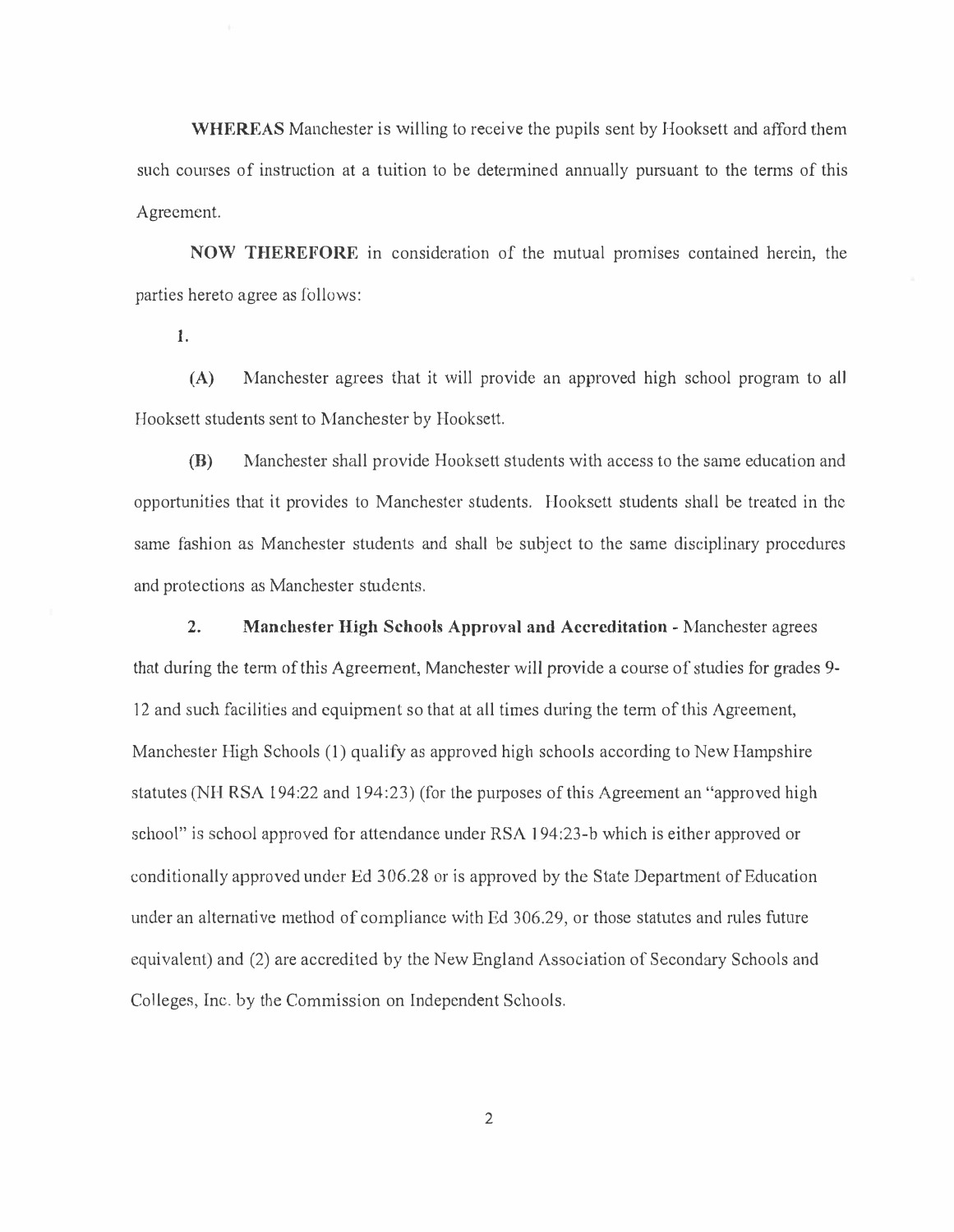**WHEREAS** Manchester is willing to receive the pupils sent by Hooksett and afford them such courses of instruction at a tuition to be determined annually pursuant to the terms of this Agreement.

**NOW THEREFORE** in consideration of the mutual promises contained herein, the parties hereto agree as follows:

1.

**(A)** Manchester agrees that it will provide an approved high school program to all Hooksett students sent to Manchester by Hooksett.

**(B)** Manchester shall provide Hooksett students with access to the same education and opportunities that it provides to Manchester students. Hooksett students shall be treated in the same fashion as Manchester students and shall be subject to the same disciplinary procedures and protections as Manchester students.

2. **Manchester High Schools Approval and Accreditation** - Manchester agrees that during the term of this Agreement, Manchester will provide a course of studies for grades 9-12 and such facilities and equipment so that at all times during the term of this Agreement, Manchester High Schools (1) qualify as approved high schools according to New Hampshire statutes (NH RSA 194:22 and 194:23) (for the purposes of this Agreement an "approved high school" is school approved for attendance under RSA 194:23-b which is either approved or conditionally approved under Ed 306.28 or is approved by the State Department of Education under an alternative method of compliance with Ed 306.29, or those statutes and rules future equivalent) and (2) are accredited by the New England Association of Secondary Schools and Colleges, Inc. by the Commission on Independent Schools.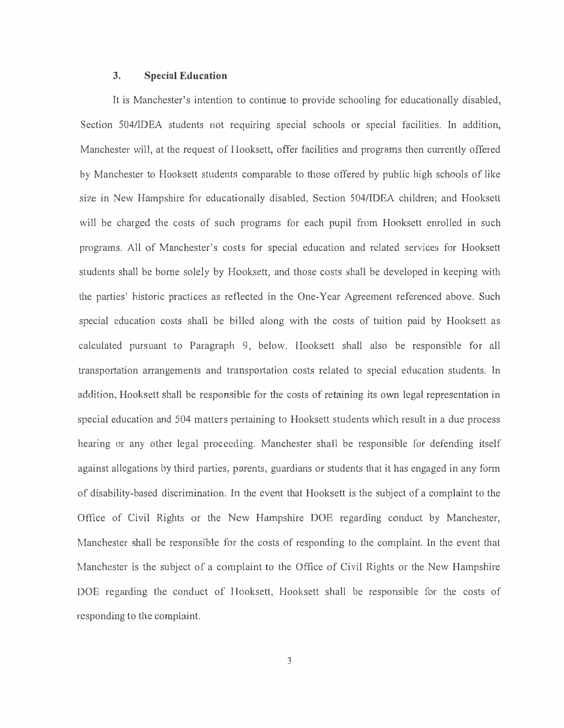### 3. Special Education

It is Manchester's intention to continue to provide schooling for educationally disabled, Section 504/IDEA students not requiring special schools or special facilities. In addition, Manchester will, at the request of Hooksett, offer facilities and programs then currently offered by Manchester to Hooksett students comparable to those offered by public high schools of like size in New Hampshire for educationally disabled, Section 504/IDEA children; and Hooksett will be charged the costs of such programs for each pupil from Hooksett enrolled in such programs. All of Manchester's costs for special education and related services for Hooksett students shall be borne solely by Hooksett, and those costs shall be developed in keeping with the parties' historic practices as reflected in the One-Year Agreement referenced above. Such special education costs shall be billed along with the costs of tuition paid by Hooksett as calculated pursuant to Paragraph 9, below. Hooksett shall also be responsible for all transportation arrangements and transportation costs related to special education students. In addition, Hooksett shall be responsible for the costs of retaining its own legal representation in special education and 504 matters pertaining to Hooksett students which result in a due process hearing or any other legal proceeding. Manchester shall be responsible for defending itself against allegations by third parties, parents, guardians or students that it has engaged in any form of disability-based discrimination. In the event that Hooksett is the subject of a complaint to the Office of Civil Rights or the New Hampshire DOE regarding conduct by Manchester, Manchester shall be responsible for the costs of responding to the complaint. In the event that Manchester is the subject of a complaint to the Office of Civil Rights or the New Hampshire DOE regarding the conduct of Hooksett, Hooksett shall be responsible for the costs of responding to the complaint.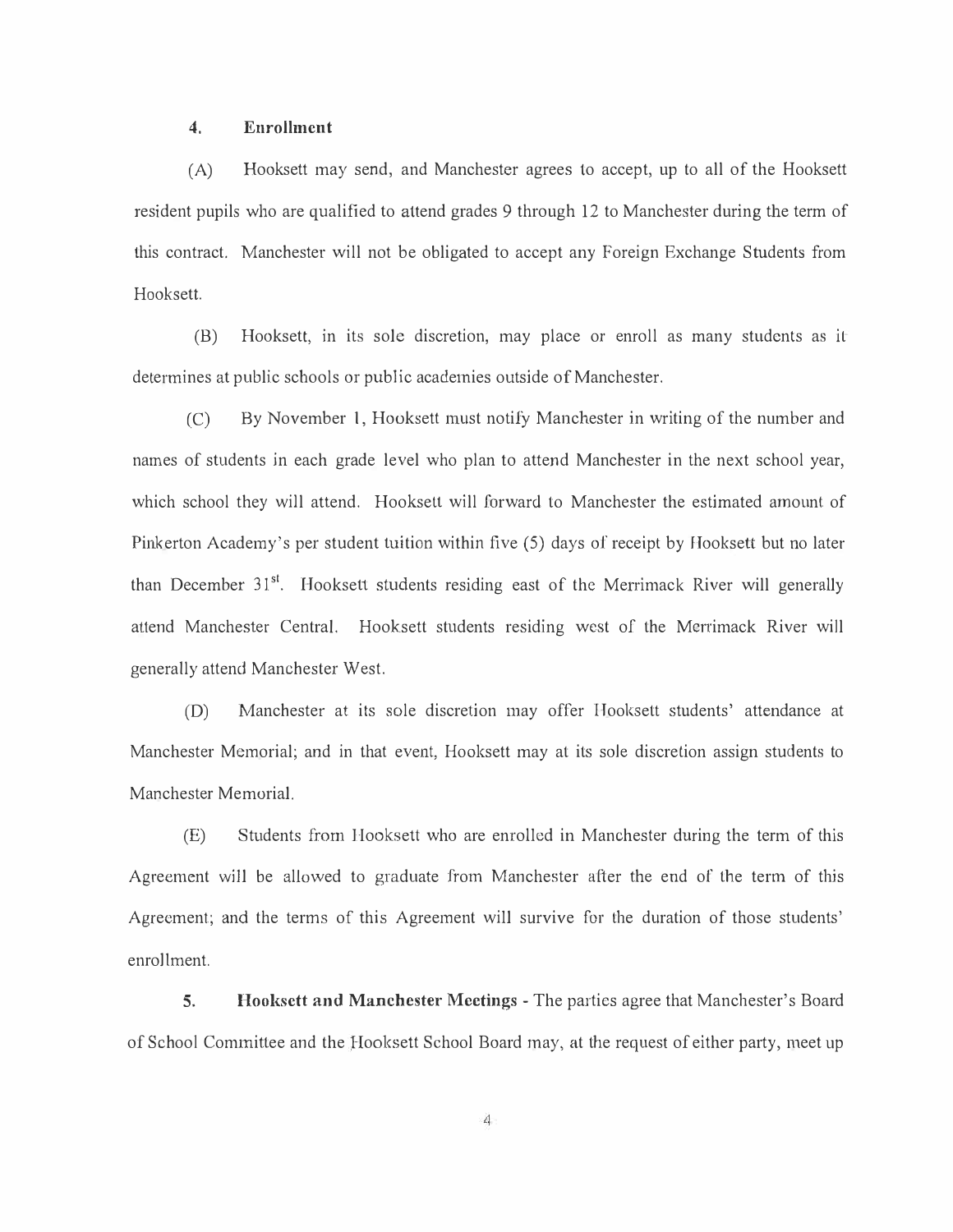**4. Enrollment**

(A) Hooksett may send, and Manchester agrees to accept, up to all of the Hooksett resident pupils who are qualified to attend grades 9 through 12 to Manchester during the term of this contract. Manchester will not be obligated to accept any Foreign Exchange Students from Hooksett.

(B) Hooksett, in its sole discretion, may place or enroll as many students as it determines at public schools or public academies outside of Manchester.

(C) By November 1, Hooksett must notify Manchester in writing of the number and names of students in each grade level who plan to attend Manchester in the next school year, which school they will attend. Hooksett will forward to Manchester the estimated amount of Pinkerton Academy's per student tuition within five (5) days of receipt by Hooksett but no later than December 31st. Hooksett students residing east of the Merrimack River will generally attend Manchester Central. Hooksett students residing west of the Merrimack River will generally attend Manchester West.

(D) Manchester at its sole discretion may offer Hooksett students' attendance at Manchester Memorial; and in that event, Hooksett may at its sole discretion assign students to Manchester Memorial.

(E) Students from Hooksett who are enrolled in Manchester during the term of this Agreement will be allowed to graduate from Manchester after the end of the term of this Agreement; and the terms of this Agreement will survive for the duration of those students' enrollment.

**5. Hooksett and Manchester Meetings** - The parties agree that Manchester's Board of School Committee and the Hooksett School Board may, at the request of either party, meet up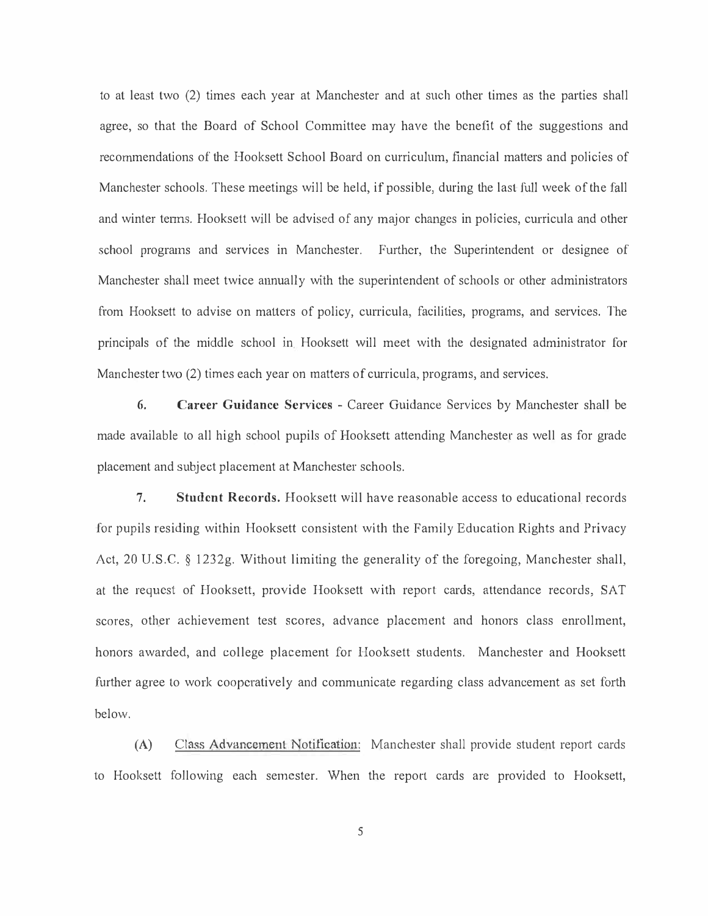to at least two (2) times each year at Manchester and at such other times as the parties shall agree, so that the Board of School Committee may have the benefit of the suggestions and recommendations of the Hooksett School Board on curriculum, financial matters and policies of Manchester schools. These meetings will be held, if possible, during the last full week of the fall and winter terms. Hooksett will be advised of any major changes in policies, curricula and other school programs and services in Manchester. Further, the Superintendent or designee of Manchester shall meet twice annually with the superintendent of schools or other administrators from Hooksett to advise on matters of policy, curricula, facilities, programs, and services. The principals of the middle school in Hooksett will meet with the designated administrator for Manchester two (2) times each year on matters of curricula, programs, and services.

6. **Career Guidance Services** - Career Guidance Services by Manchester shall be made available to all high school pupils of Hooksett attending Manchester as well as for grade placement and subject placement at Manchester schools.

7. **Student Records.** Hooksett will have reasonable access to educational records for pupils residing within Hooksett consistent with the Family Education Rights and Privacy Act, 20 U.S.C. § 1232g. Without limiting the generality of the foregoing, Manchester shall, at the request of Hooksett, provide Hooksett with report cards, attendance records, SAT scores, other achievement test scores, advance placement and honors class enrollment, honors awarded, and college placement for Hooksett students. Manchester and Hooksett further agree to work cooperatively and communicate regarding class advancement as set forth below.

(A) Class Advancement Notification: Manchester shall provide student report cards to Hooksett following each semester. When the report cards are provided to Hooksett,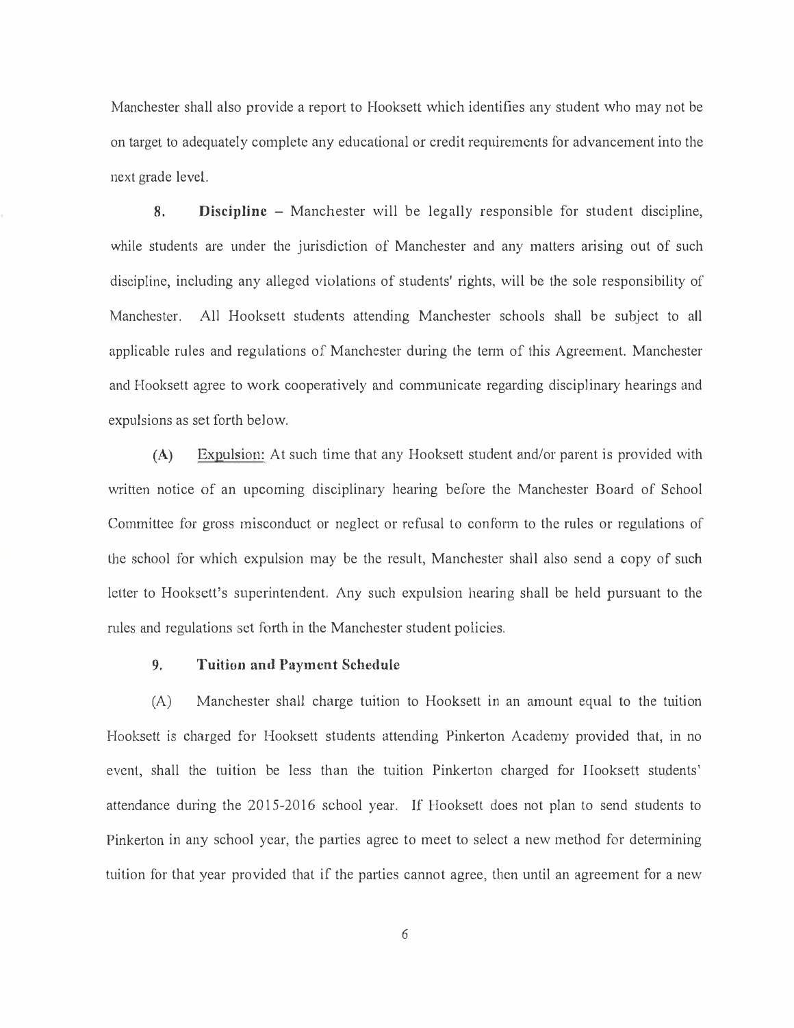Manchester shall also provide a report to Hooksett which identifies any student who may not be on target to adequately complete any educational or credit requirements for advancement into the next grade level.

**8. Discipline** – Manchester will be legally responsible for student discipline, while students are under the jurisdiction of Manchester and any matters arising out of such discipline, including any alleged violations of students' rights, will be the sole responsibility of Manchester. All Hooksett students attending Manchester schools shall be subject to all applicable rules and regulations of Manchester during the term of this Agreement. Manchester and Hooksett agree to work cooperatively and communicate regarding disciplinary hearings and expulsions as set forth below.

**(A)** Expulsion: At such time that any Hooksett student and/or parent is provided with written notice of an upcoming disciplinary hearing before the Manchester Board of School Committee for gross misconduct or neglect or refusal to conform to the rules or regulations of the school for which expulsion may be the result, Manchester shall also send a copy of such letter to Hooksett's superintendent. Any such expulsion hearing shall be held pursuant to the rules and regulations set forth in the Manchester student policies.

**9. Tuition and Payment Schedule**

(A) Manchester shall charge tuition to Hooksett in an amount equal to the tuition Hooksett is charged for Hooksett students attending Pinkerton Academy provided that, in no event, shall the tuition be less than the tuition Pinkerton charged for Hooksett students' attendance during the 2015-2016 school year. If Hooksett does not plan to send students to Pinkerton in any school year, the parties agree to meet to select a new method for determining tuition for that year provided that if the parties cannot agree, then until an agreement for a new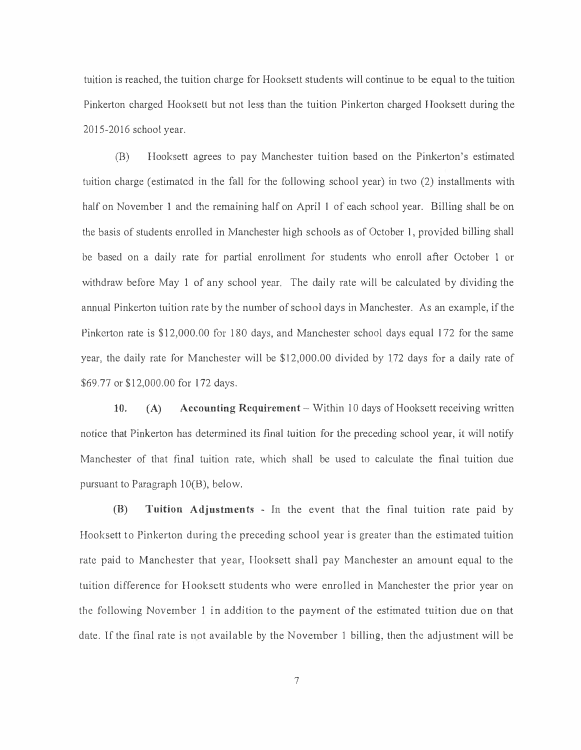tuition is reached, the tuition charge for Hooksett students will continue to be equal to the tuition Pinkerton charged Hooksett but not less than the tuition Pinkerton charged Hooksett during the 2015-2016 school year.

(B) Hooksett agrees to pay Manchester tuition based on the Pinkerton's estimated tuition charge (estimated in the fall for the following school year) in two (2) installments with half on November 1 and the remaining half on April 1 of each school year. Billing shall be on the basis of students enrolled in Manchester high schools as of October 1, provided billing shall be based on a daily rate for partial enrollment for students who enroll after October 1 or withdraw before May 1 of any school year. The daily rate will be calculated by dividing the annual Pinkerton tuition rate by the number of school days in Manchester. As an example, if the Pinkerton rate is $12,000.00 for 180 days, and Manchester school days equal 172 for the same year, the daily rate for Manchester will be $12,000.00 divided by 172 days for a daily rate of $69.77 or $12,000.00 for 172 days.

**10. (A) Accounting Requirement** – Within 10 days of Hooksett receiving written notice that Pinkerton has determined its final tuition for the preceding school year, it will notify Manchester of that final tuition rate, which shall be used to calculate the final tuition due pursuant to Paragraph 10(B), below.

**(B) Tuition Adjustments** - In the event that the final tuition rate paid by Hooksett to Pinkerton during the preceding school year is greater than the estimated tuition rate paid to Manchester that year, Hooksett shall pay Manchester an amount equal to the tuition difference for Hooksett students who were enrolled in Manchester the prior year on the following November 1 in addition to the payment of the estimated tuition due on that date. If the final rate is not available by the November 1 billing, then the adjustment will be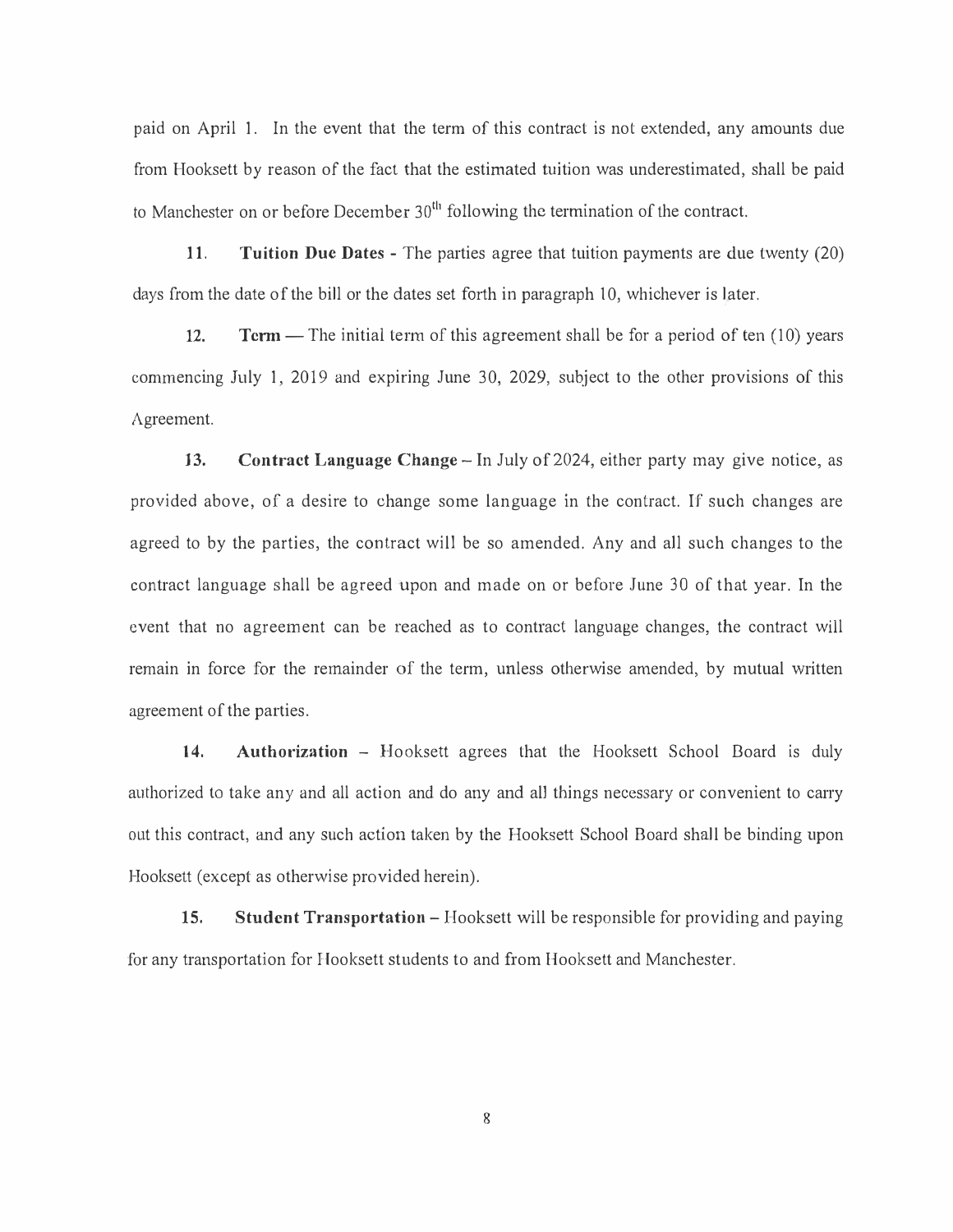paid on April 1. In the event that the term of this contract is not extended, any amounts due from Hooksett by reason of the fact that the estimated tuition was underestimated, shall be paid to Manchester on or before December 30th following the termination of the contract.

11. **Tuition Due Dates** - The parties agree that tuition payments are due twenty (20) days from the date of the bill or the dates set forth in paragraph 10, whichever is later.

12. **Term** — The initial term of this agreement shall be for a period of ten (10) years commencing July 1, 2019 and expiring June 30, 2029, subject to the other provisions of this Agreement.

13. **Contract Language Change** – In July of 2024, either party may give notice, as provided above, of a desire to change some language in the contract. If such changes are agreed to by the parties, the contract will be so amended. Any and all such changes to the contract language shall be agreed upon and made on or before June 30 of that year. In the event that no agreement can be reached as to contract language changes, the contract will remain in force for the remainder of the term, unless otherwise amended, by mutual written agreement of the parties.

14. **Authorization** – Hooksett agrees that the Hooksett School Board is duly authorized to take any and all action and do any and all things necessary or convenient to carry out this contract, and any such action taken by the Hooksett School Board shall be binding upon Hooksett (except as otherwise provided herein).

15. **Student Transportation** – Hooksett will be responsible for providing and paying for any transportation for Hooksett students to and from Hooksett and Manchester.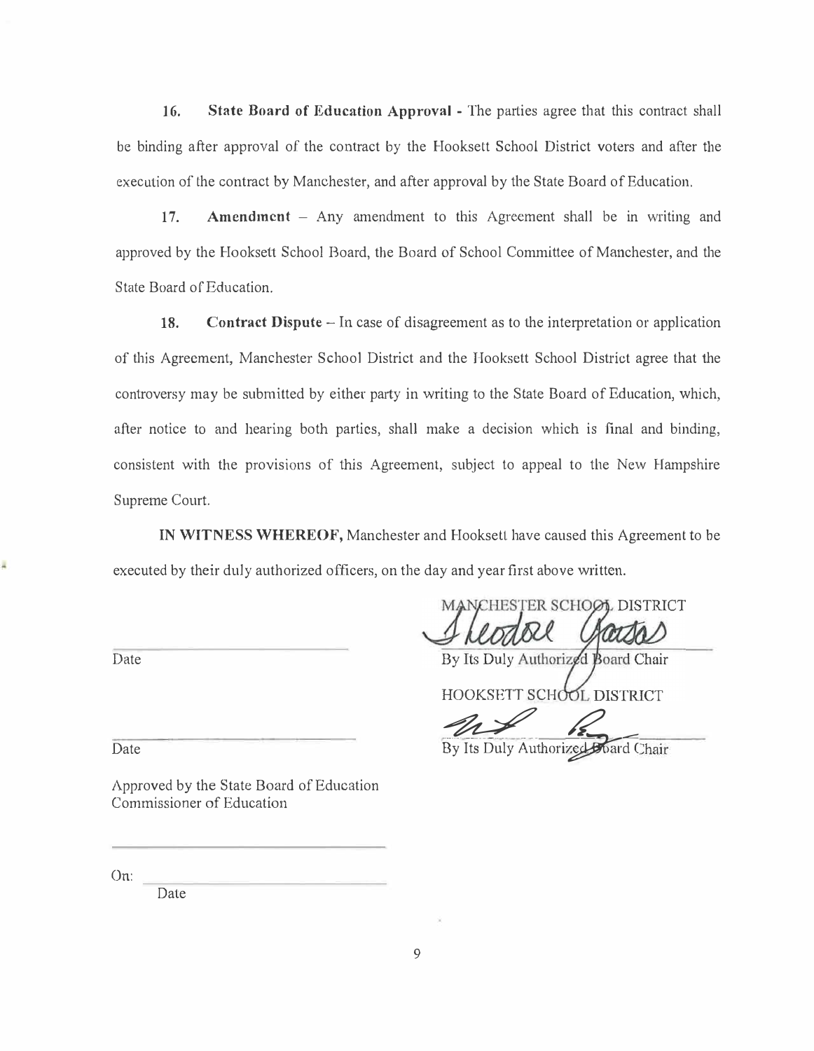**16. State Board of Education Approval -** The parties agree that this contract shall be binding after approval of the contract by the Hooksett School District voters and after the execution of the contract by Manchester, and after approval by the State Board of Education.

**17. Amendment** – Any amendment to this Agreement shall be in writing and approved by the Hooksett School Board, the Board of School Committee of Manchester, and the State Board of Education.

**18. Contract Dispute** – In case of disagreement as to the interpretation or application of this Agreement, Manchester School District and the Hooksett School District agree that the controversy may be submitted by either party in writing to the State Board of Education, which, after notice to and hearing both parties, shall make a decision which is final and binding, consistent with the provisions of this Agreement, subject to appeal to the New Hampshire Supreme Court.

**IN WITNESS WHEREOF,** Manchester and Hooksett have caused this Agreement to be executed by their duly authorized officers, on the day and year first above written.

MANCHESTER SCHOOL DISTRICT

Theodore Gatsas

_______________________ Date

By Its Duly Authorized Board Chair

HOOKSETT SCHOOL DISTRICT

_______________________ Date

By Its Duly Authorized Board Chair

Approved by the State Board of Education
Commissioner of Education

_______________________

On: _______________________
Date